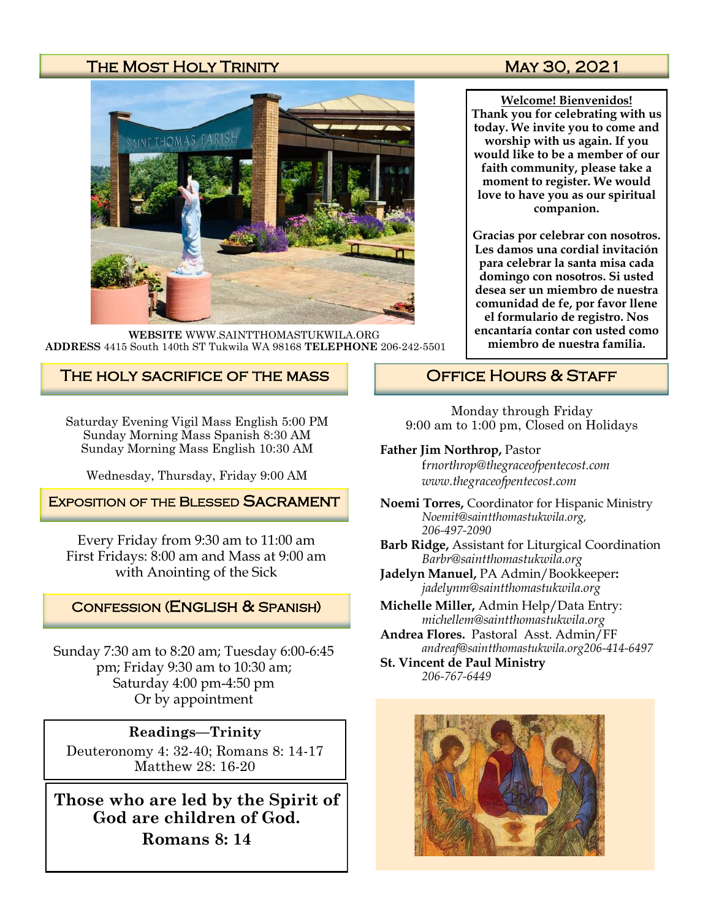# The Most Holy Trinity

May 30, 2021

**WEBSITE** WWW.SAINTTHOMASTUKWILA.ORG
**ADDRESS** 4415 South 140th ST Tukwila WA 98168 **TELEPHONE** 206-242-5501

**Welcome! Bienvenidos!**
**Thank you for celebrating with us today. We invite you to come and worship with us again. If you would like to be a member of our faith community, please take a moment to register. We would love to have you as our spiritual companion.**

**Gracias por celebrar con nosotros. Les damos una cordial invitación para celebrar la santa misa cada domingo con nosotros. Si usted desea ser un miembro de nuestra comunidad de fe, por favor llene el formulario de registro. Nos encantaría contar con usted como miembro de nuestra familia.**

## The Holy Sacrifice of the Mass

Saturday Evening Vigil Mass English 5:00 PM
Sunday Morning Mass Spanish 8:30 AM
Sunday Morning Mass English 10:30 AM

Wednesday, Thursday, Friday 9:00 AM

## Exposition of the Blessed Sacrament

Every Friday from 9:30 am to 11:00 am
First Fridays: 8:00 am and Mass at 9:00 am with Anointing of the Sick

## Confession (English & Spanish)

Sunday 7:30 am to 8:20 am; Tuesday 6:00-6:45 pm; Friday 9:30 am to 10:30 am; Saturday 4:00 pm-4:50 pm
Or by appointment

**Readings—Trinity**
Deuteronomy 4: 32-40; Romans 8: 14-17
Matthew 28: 16-20

**Those who are led by the Spirit of God are children of God.**
**Romans 8: 14**

## Office Hours & Staff

Monday through Friday
9:00 am to 1:00 pm, Closed on Holidays

**Father Jim Northrop,** Pastor
*frnorthrop@thegraceofpentecost.com*
*www.thegraceofpentecost.com*

**Noemi Torres,** Coordinator for Hispanic Ministry
*Noemit@saintthomastukwila.org, 206-497-2090*

**Barb Ridge,** Assistant for Liturgical Coordination
*Barbr@saintthomastukwila.org*

**Jadelyn Manuel,** PA Admin/Bookkeeper**:**
*jadelynm@saintthomastukwila.org*

**Michelle Miller,** Admin Help/Data Entry:
*michellem@saintthomastukwila.org*

**Andrea Flores.** Pastoral Asst. Admin/FF
*andreaf@saintthomastukwila.org206-414-6497*

**St. Vincent de Paul Ministry**
*206-767-6449*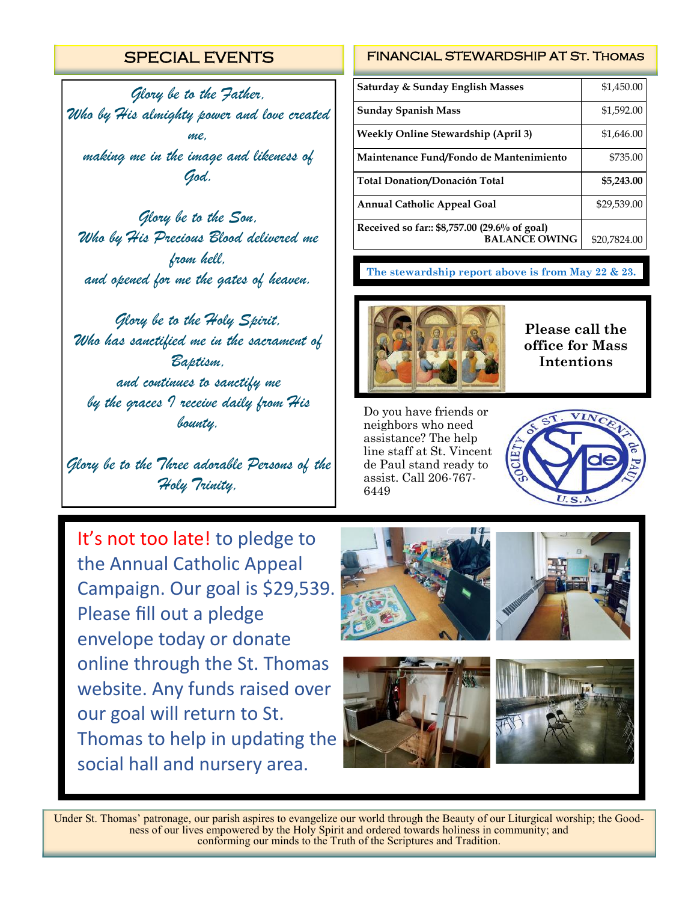## SPECIAL EVENTS

*Glory be to the Father,*
*Who by His almighty power and love created me,*
*making me in the image and likeness of God.*

*Glory be to the Son,*
*Who by His Precious Blood delivered me from hell,*
*and opened for me the gates of heaven.*

*Glory be to the Holy Spirit,*
*Who has sanctified me in the sacrament of Baptism,*
*and continues to sanctify me*
*by the graces I receive daily from His bounty.*

*Glory be to the Three adorable Persons of the Holy Trinity,*

## FINANCIAL STEWARDSHIP AT ST. THOMAS

| | |
|---|---|
| **Saturday & Sunday English Masses** | $1,450.00 |
| **Sunday Spanish Mass** | $1,592.00 |
| **Weekly Online Stewardship (April 3)** | $1,646.00 |
| **Maintenance Fund/Fondo de Mantenimiento** | $735.00 |
| **Total Donation/Donación Total** | **$5,243.00** |
| **Annual Catholic Appeal Goal** | $29,539.00 |
| **Received so far:: $8,757.00 (29.6% of goal) BALANCE OWING** | $20,7824.00 |

**The stewardship report above is from May 22 & 23.**

**Please call the office for Mass Intentions**

Do you have friends or neighbors who need assistance? The help line staff at St. Vincent de Paul stand ready to assist. Call 206-767-6449

It's not too late! to pledge to the Annual Catholic Appeal Campaign. Our goal is $29,539. Please fill out a pledge envelope today or donate online through the St. Thomas website. Any funds raised over our goal will return to St. Thomas to help in updating the social hall and nursery area.

Under St. Thomas' patronage, our parish aspires to evangelize our world through the Beauty of our Liturgical worship; the Goodness of our lives empowered by the Holy Spirit and ordered towards holiness in community; and conforming our minds to the Truth of the Scriptures and Tradition.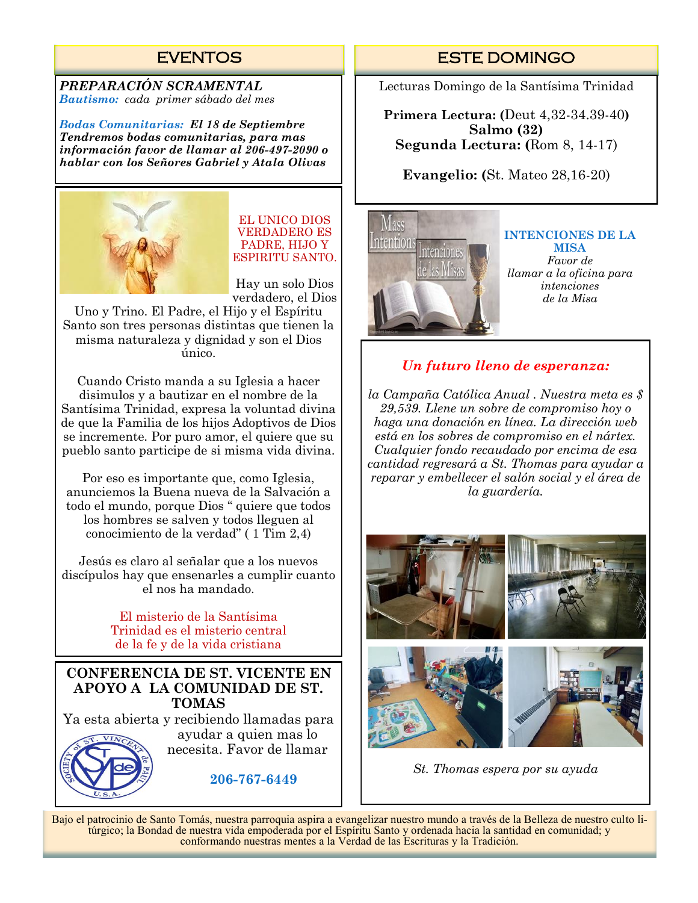## EVENTOS

***PREPARACIÓN SCRAMENTAL***
***Bautismo:*** *cada primer sábado del mes*

***Bodas Comunitarias:*** ***El 18 de Septiembre Tendremos bodas comunitarias, para mas información favor de llamar al 206-497-2090 o hablar con los Señores Gabriel y Atala Olivas***

EL UNICO DIOS VERDADERO ES PADRE, HIJO Y ESPIRITU SANTO.

Hay un solo Dios verdadero, el Dios Uno y Trino. El Padre, el Hijo y el Espíritu Santo son tres personas distintas que tienen la misma naturaleza y dignidad y son el Dios único.

Cuando Cristo manda a su Iglesia a hacer disimulos y a bautizar en el nombre de la Santísima Trinidad, expresa la voluntad divina de que la Familia de los hijos Adoptivos de Dios se incremente. Por puro amor, el quiere que su pueblo santo participe de si misma vida divina.

Por eso es importante que, como Iglesia, anunciemos la Buena nueva de la Salvación a todo el mundo, porque Dios " quiere que todos los hombres se salven y todos lleguen al conocimiento de la verdad" ( 1 Tim 2,4)

Jesús es claro al señalar que a los nuevos discípulos hay que ensenarles a cumplir cuanto el nos ha mandado.

El misterio de la Santísima Trinidad es el misterio central de la fe y de la vida cristiana

**CONFERENCIA DE ST. VICENTE EN APOYO A LA COMUNIDAD DE ST. TOMAS**

Ya esta abierta y recibiendo llamadas para ayudar a quien mas lo necesita. Favor de llamar

**206-767-6449**

## ESTE DOMINGO

Lecturas Domingo de la Santísima Trinidad

**Primera Lectura: (**Deut 4,32-34.39-40**)**
**Salmo (32)**
**Segunda Lectura: (**Rom 8, 14-17)

**Evangelio: (**St. Mateo 28,16-20)

**INTENCIONES DE LA MISA**
*Favor de llamar a la oficina para intenciones de la Misa*

***Un futuro lleno de esperanza:***

*la Campaña Católica Anual . Nuestra meta es $ 29,539. Llene un sobre de compromiso hoy o haga una donación en línea. La dirección web está en los sobres de compromiso en el nártex. Cualquier fondo recaudado por encima de esa cantidad regresará a St. Thomas para ayudar a reparar y embellecer el salón social y el área de la guardería.*

*St. Thomas espera por su ayuda*

Bajo el patrocinio de Santo Tomás, nuestra parroquia aspira a evangelizar nuestro mundo a través de la Belleza de nuestro culto litúrgico; la Bondad de nuestra vida empoderada por el Espíritu Santo y ordenada hacia la santidad en comunidad; y conformando nuestras mentes a la Verdad de las Escrituras y la Tradición.